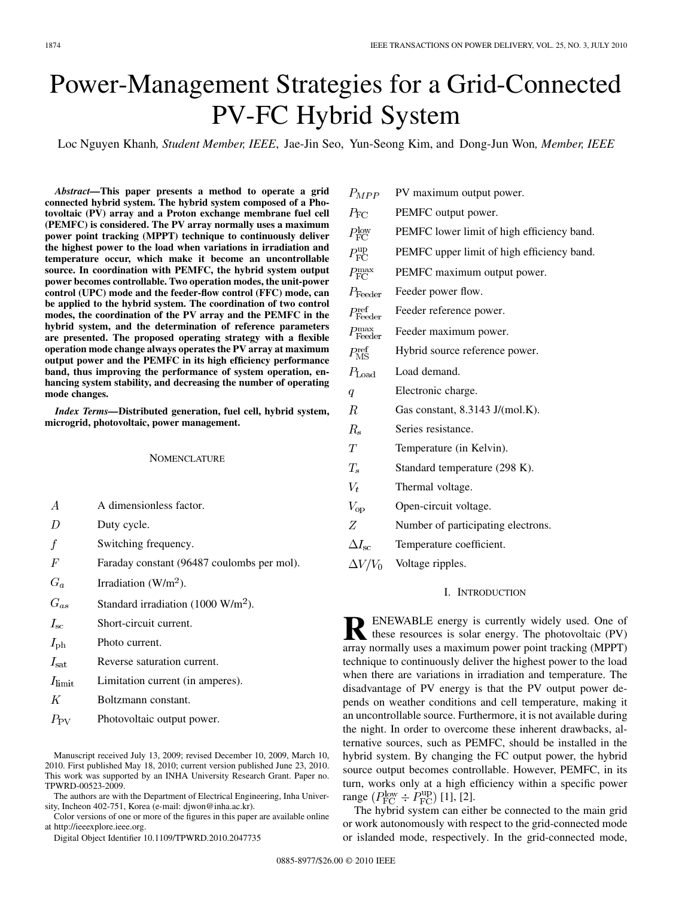# Power-Management Strategies for a Grid-Connected PV-FC Hybrid System

Loc Nguyen Khanh, *Student Member, IEEE*, Jae-Jin Seo, Yun-Seong Kim, and Dong-Jun Won, *Member, IEEE*

***Abstract*—This paper presents a method to operate a grid connected hybrid system. The hybrid system composed of a Photovoltaic (PV) array and a Proton exchange membrane fuel cell (PEMFC) is considered. The PV array normally uses a maximum power point tracking (MPPT) technique to continuously deliver the highest power to the load when variations in irradiation and temperature occur, which make it become an uncontrollable source. In coordination with PEMFC, the hybrid system output power becomes controllable. Two operation modes, the unit-power control (UPC) mode and the feeder-flow control (FFC) mode, can be applied to the hybrid system. The coordination of two control modes, the coordination of the PV array and the PEMFC in the hybrid system, and the determination of reference parameters are presented. The proposed operating strategy with a flexible operation mode change always operates the PV array at maximum output power and the PEMFC in its high efficiency performance band, thus improving the performance of system operation, enhancing system stability, and decreasing the number of operating mode changes.**

***Index Terms*—Distributed generation, fuel cell, hybrid system, microgrid, photovoltaic, power management.**

## Nomenclature

| | |
|---|---|
| $A$ | A dimensionless factor. |
| $D$ | Duty cycle. |
| $f$ | Switching frequency. |
| $F$ | Faraday constant (96487 coulombs per mol). |
| $G_a$ | Irradiation (W/m$^2$). |
| $G_{as}$ | Standard irradiation (1000 W/m$^2$). |
| $I_{\text{sc}}$ | Short-circuit current. |
| $I_{\text{ph}}$ | Photo current. |
| $I_{\text{sat}}$ | Reverse saturation current. |
| $I_{\text{limit}}$ | Limitation current (in amperes). |
| $K$ | Boltzmann constant. |
| $P_{\text{PV}}$ | Photovoltaic output power. |
| $P_{MPP}$ | PV maximum output power. |
| $P_{\text{FC}}$ | PEMFC output power. |
| $P_{\text{FC}}^{\text{low}}$ | PEMFC lower limit of high efficiency band. |
| $P_{\text{FC}}^{\text{up}}$ | PEMFC upper limit of high efficiency band. |
| $P_{\text{FC}}^{\text{max}}$ | PEMFC maximum output power. |
| $P_{\text{Feeder}}$ | Feeder power flow. |
| $P_{\text{Feeder}}^{\text{ref}}$ | Feeder reference power. |
| $P_{\text{Feeder}}^{\text{max}}$ | Feeder maximum power. |
| $P_{\text{MS}}^{\text{ref}}$ | Hybrid source reference power. |
| $P_{\text{Load}}$ | Load demand. |
| $q$ | Electronic charge. |
| $R$ | Gas constant, 8.3143 J/(mol.K). |
| $R_{\text{s}}$ | Series resistance. |
| $T$ | Temperature (in Kelvin). |
| $T_{\text{s}}$ | Standard temperature (298 K). |
| $V_t$ | Thermal voltage. |
| $V_{\text{op}}$ | Open-circuit voltage. |
| $Z$ | Number of participating electrons. |
| $\Delta I_{\text{sc}}$ | Temperature coefficient. |
| $\Delta V/V_0$ | Voltage ripples. |

Manuscript received July 13, 2009; revised December 10, 2009, March 10, 2010. First published May 18, 2010; current version published June 23, 2010. This work was supported by an INHA University Research Grant. Paper no. TPWRD-00523-2009.

The authors are with the Department of Electrical Engineering, Inha University, Incheon 402-751, Korea (e-mail: djwon@inha.ac.kr).

Color versions of one or more of the figures in this paper are available online at http://ieeexplore.ieee.org.

Digital Object Identifier 10.1109/TPWRD.2010.2047735

## I. Introduction

Renewable energy is currently widely used. One of these resources is solar energy. The photovoltaic (PV) array normally uses a maximum power point tracking (MPPT) technique to continuously deliver the highest power to the load when there are variations in irradiation and temperature. The disadvantage of PV energy is that the PV output power depends on weather conditions and cell temperature, making it an uncontrollable source. Furthermore, it is not available during the night. In order to overcome these inherent drawbacks, alternative sources, such as PEMFC, should be installed in the hybrid system. By changing the FC output power, the hybrid source output becomes controllable. However, PEMFC, in its turn, works only at a high efficiency within a specific power range ($P_{\text{FC}}^{\text{low}} \div P_{\text{FC}}^{\text{up}}$) [1], [2].

The hybrid system can either be connected to the main grid or work autonomously with respect to the grid-connected mode or islanded mode, respectively. In the grid-connected mode,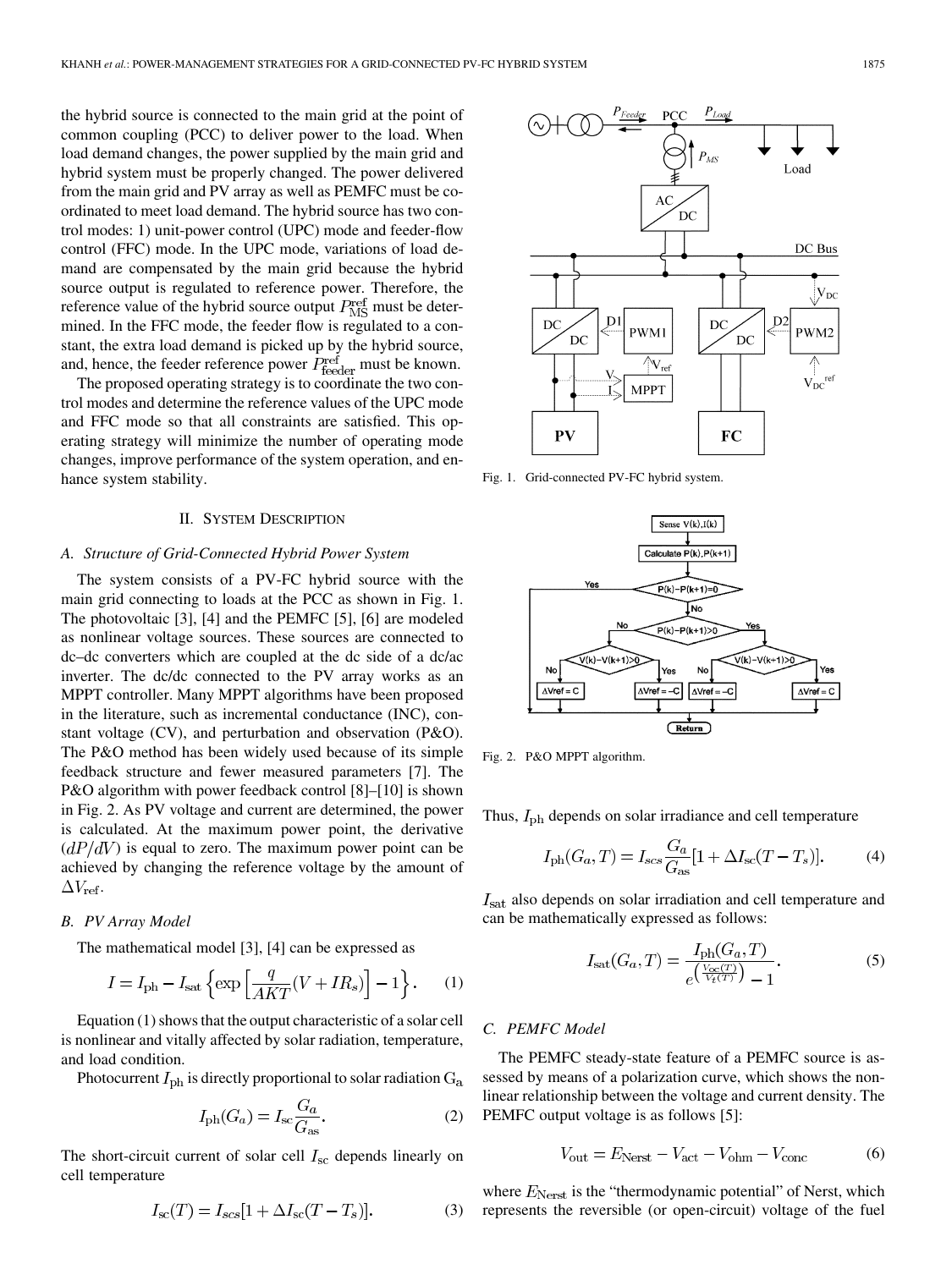the hybrid source is connected to the main grid at the point of common coupling (PCC) to deliver power to the load. When load demand changes, the power supplied by the main grid and hybrid system must be properly changed. The power delivered from the main grid and PV array as well as PEMFC must be coordinated to meet load demand. The hybrid source has two control modes: 1) unit-power control (UPC) mode and feeder-flow control (FFC) mode. In the UPC mode, variations of load demand are compensated by the main grid because the hybrid source output is regulated to reference power. Therefore, the reference value of the hybrid source output $P_{\rm MS}^{\rm ref}$ must be determined. In the FFC mode, the feeder flow is regulated to a constant, the extra load demand is picked up by the hybrid source, and, hence, the feeder reference power $P_{\rm feeder}^{\rm ref}$ must be known.

The proposed operating strategy is to coordinate the two control modes and determine the reference values of the UPC mode and FFC mode so that all constraints are satisfied. This operating strategy will minimize the number of operating mode changes, improve performance of the system operation, and enhance system stability.

## II. System Description

### A. Structure of Grid-Connected Hybrid Power System

The system consists of a PV-FC hybrid source with the main grid connecting to loads at the PCC as shown in Fig. 1. The photovoltaic [3], [4] and the PEMFC [5], [6] are modeled as nonlinear voltage sources. These sources are connected to dc–dc converters which are coupled at the dc side of a dc/ac inverter. The dc/dc connected to the PV array works as an MPPT controller. Many MPPT algorithms have been proposed in the literature, such as incremental conductance (INC), constant voltage (CV), and perturbation and observation (P&O). The P&O method has been widely used because of its simple feedback structure and fewer measured parameters [7]. The P&O algorithm with power feedback control [8]–[10] is shown in Fig. 2. As PV voltage and current are determined, the power is calculated. At the maximum power point, the derivative $(dP/dV)$ is equal to zero. The maximum power point can be achieved by changing the reference voltage by the amount of $\Delta V_{\rm ref}$.

### B. PV Array Model

The mathematical model [3], [4] can be expressed as

$$I = I_{\rm ph} - I_{\rm sat}\left\{\exp\left[\frac{q}{AKT}(V + IR_s)\right] - 1\right\}. \quad (1)$$

Equation (1) shows that the output characteristic of a solar cell is nonlinear and vitally affected by solar radiation, temperature, and load condition.

Photocurrent $I_{\rm ph}$ is directly proportional to solar radiation $G_{\rm a}$

$$I_{\rm ph}(G_a) = I_{\rm sc}\frac{G_a}{G_{\rm as}}. \quad (2)$$

The short-circuit current of solar cell $I_{\rm sc}$ depends linearly on cell temperature

$$I_{\rm sc}(T) = I_{scs}[1 + \Delta I_{\rm sc}(T - T_s)]. \quad (3)$$

Fig. 1. Grid-connected PV-FC hybrid system.

Fig. 2. P&O MPPT algorithm.

Thus, $I_{\rm ph}$ depends on solar irradiance and cell temperature

$$I_{\rm ph}(G_a, T) = I_{scs}\frac{G_a}{G_{\rm as}}[1 + \Delta I_{\rm sc}(T - T_s)]. \quad (4)$$

$I_{\rm sat}$ also depends on solar irradiation and cell temperature and can be mathematically expressed as follows:

$$I_{\rm sat}(G_a, T) = \frac{I_{\rm ph}(G_a, T)}{e^{\left(\frac{V_{\rm oc}(T)}{V_t(T)}\right)} - 1}. \quad (5)$$

### C. PEMFC Model

The PEMFC steady-state feature of a PEMFC source is assessed by means of a polarization curve, which shows the nonlinear relationship between the voltage and current density. The PEMFC output voltage is as follows [5]:

$$V_{\rm out} = E_{\rm Nerst} - V_{\rm act} - V_{\rm ohm} - V_{\rm conc} \quad (6)$$

where $E_{\rm Nerst}$ is the "thermodynamic potential" of Nerst, which represents the reversible (or open-circuit) voltage of the fuel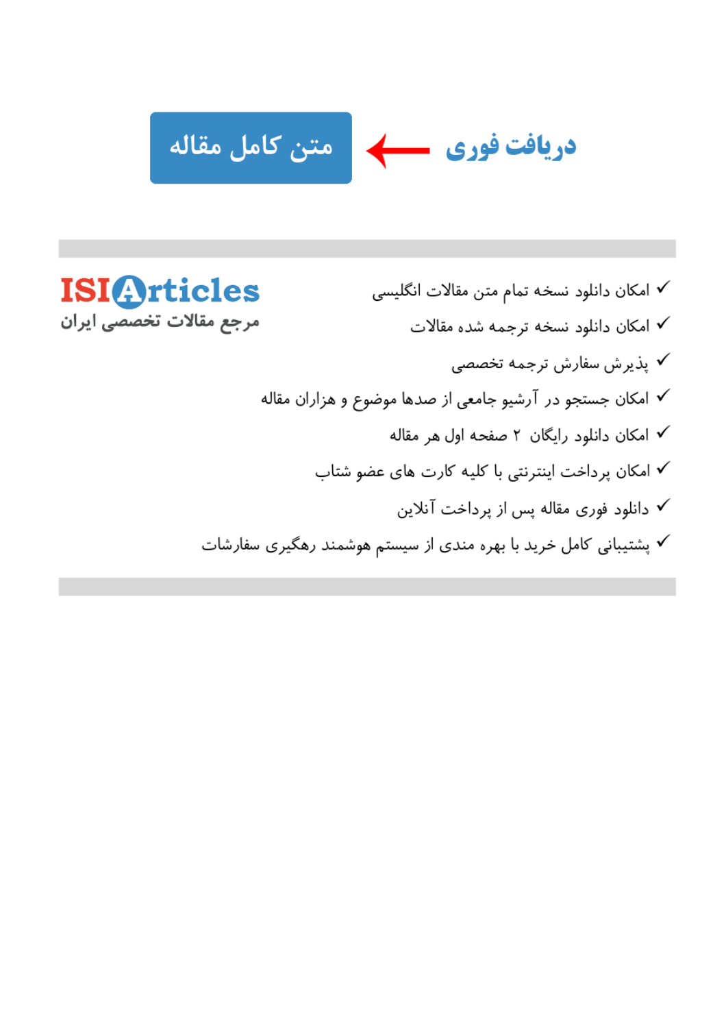دریافت فوری ← **متن کامل مقاله**

**ISIArticles**
مرجع مقالات تخصصی ایران

- ✓ امکان دانلود نسخه تمام متن مقالات انگلیسی
- ✓ امکان دانلود نسخه ترجمه شده مقالات
- ✓ پذیرش سفارش ترجمه تخصصی
- ✓ امکان جستجو در آرشیو جامعی از صدها موضوع و هزاران مقاله
- ✓ امکان دانلود رایگان ۲ صفحه اول هر مقاله
- ✓ امکان پرداخت اینترنتی با کلیه کارت های عضو شتاب
- ✓ دانلود فوری مقاله پس از پرداخت آنلاین
- ✓ پشتیبانی کامل خرید با بهره مندی از سیستم هوشمند رهگیری سفارشات